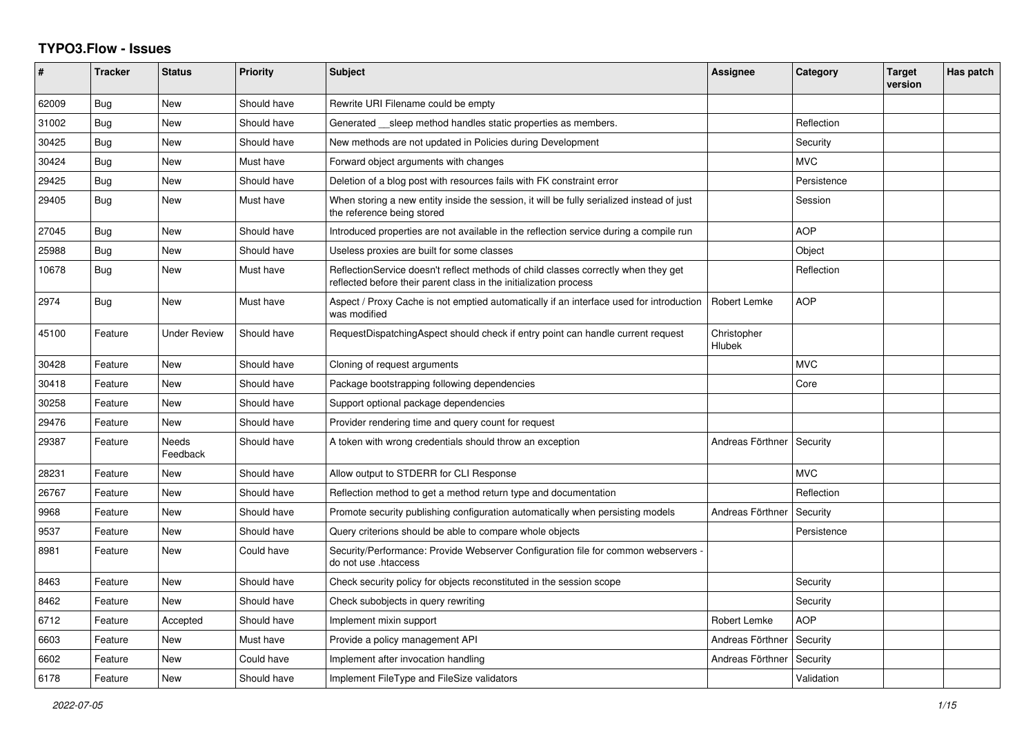# TYPO3.Flow - Issues

| # | Tracker | Status | Priority | Subject | Assignee | Category | Target version | Has patch |
|---|---|---|---|---|---|---|---|---|
| 62009 | Bug | New | Should have | Rewrite URI Filename could be empty | | | | |
| 31002 | Bug | New | Should have | Generated __sleep method handles static properties as members. | | Reflection | | |
| 30425 | Bug | New | Should have | New methods are not updated in Policies during Development | | Security | | |
| 30424 | Bug | New | Must have | Forward object arguments with changes | | MVC | | |
| 29425 | Bug | New | Should have | Deletion of a blog post with resources fails with FK constraint error | | Persistence | | |
| 29405 | Bug | New | Must have | When storing a new entity inside the session, it will be fully serialized instead of just the reference being stored | | Session | | |
| 27045 | Bug | New | Should have | Introduced properties are not available in the reflection service during a compile run | | AOP | | |
| 25988 | Bug | New | Should have | Useless proxies are built for some classes | | Object | | |
| 10678 | Bug | New | Must have | ReflectionService doesn't reflect methods of child classes correctly when they get reflected before their parent class in the initialization process | | Reflection | | |
| 2974 | Bug | New | Must have | Aspect / Proxy Cache is not emptied automatically if an interface used for introduction was modified | Robert Lemke | AOP | | |
| 45100 | Feature | Under Review | Should have | RequestDispatchingAspect should check if entry point can handle current request | Christopher Hlubek | | | |
| 30428 | Feature | New | Should have | Cloning of request arguments | | MVC | | |
| 30418 | Feature | New | Should have | Package bootstrapping following dependencies | | Core | | |
| 30258 | Feature | New | Should have | Support optional package dependencies | | | | |
| 29476 | Feature | New | Should have | Provider rendering time and query count for request | | | | |
| 29387 | Feature | Needs Feedback | Should have | A token with wrong credentials should throw an exception | Andreas Förthner | Security | | |
| 28231 | Feature | New | Should have | Allow output to STDERR for CLI Response | | MVC | | |
| 26767 | Feature | New | Should have | Reflection method to get a method return type and documentation | | Reflection | | |
| 9968 | Feature | New | Should have | Promote security publishing configuration automatically when persisting models | Andreas Förthner | Security | | |
| 9537 | Feature | New | Should have | Query criterions should be able to compare whole objects | | Persistence | | |
| 8981 | Feature | New | Could have | Security/Performance: Provide Webserver Configuration file for common webservers - do not use .htaccess | | | | |
| 8463 | Feature | New | Should have | Check security policy for objects reconstituted in the session scope | | Security | | |
| 8462 | Feature | New | Should have | Check subobjects in query rewriting | | Security | | |
| 6712 | Feature | Accepted | Should have | Implement mixin support | Robert Lemke | AOP | | |
| 6603 | Feature | New | Must have | Provide a policy management API | Andreas Förthner | Security | | |
| 6602 | Feature | New | Could have | Implement after invocation handling | Andreas Förthner | Security | | |
| 6178 | Feature | New | Should have | Implement FileType and FileSize validators | | Validation | | |

*2022-07-05*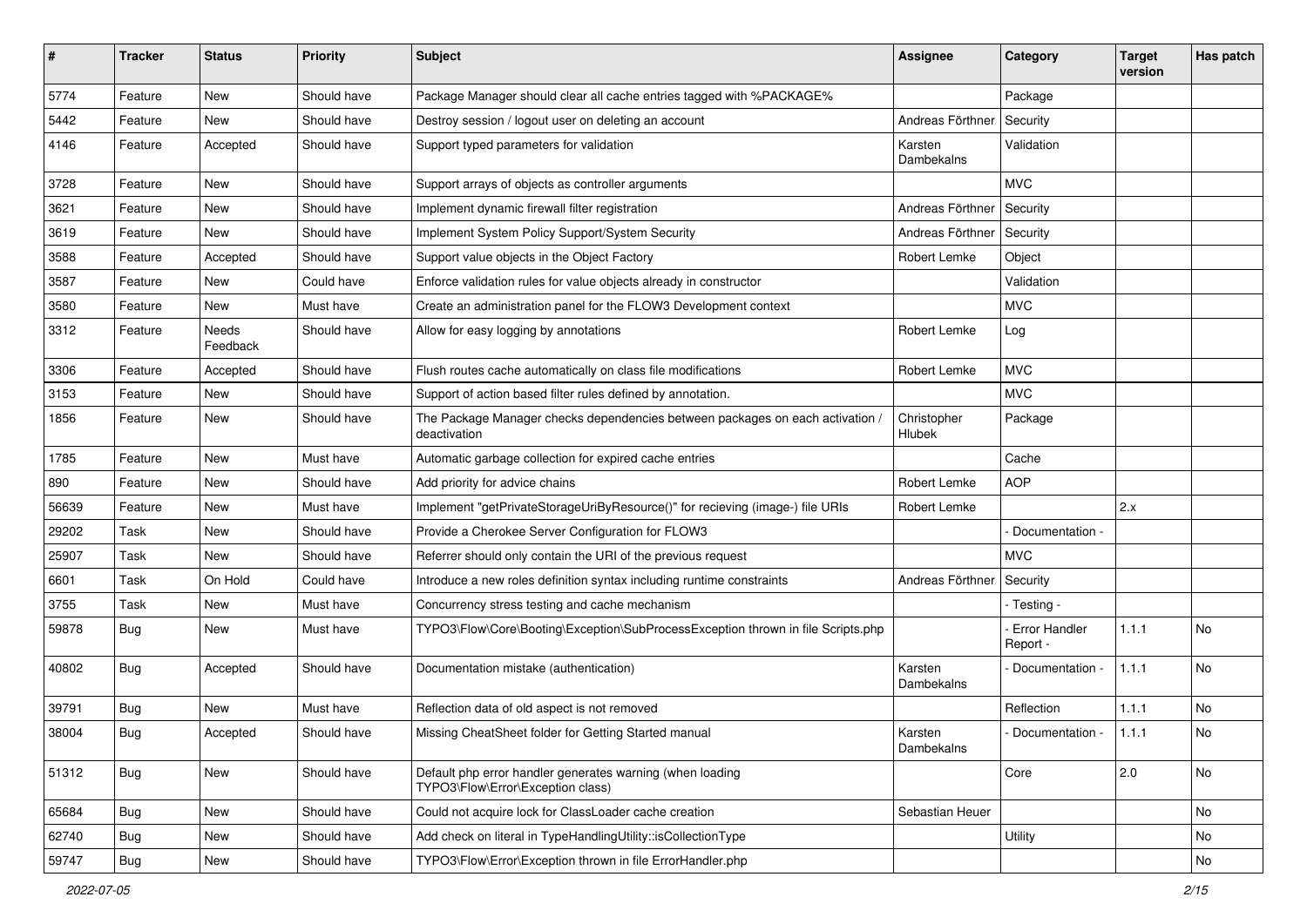| # | Tracker | Status | Priority | Subject | Assignee | Category | Target version | Has patch |
|---|---|---|---|---|---|---|---|---|
| 5774 | Feature | New | Should have | Package Manager should clear all cache entries tagged with %PACKAGE% | | Package | | |
| 5442 | Feature | New | Should have | Destroy session / logout user on deleting an account | Andreas Förthner | Security | | |
| 4146 | Feature | Accepted | Should have | Support typed parameters for validation | Karsten Dambekalns | Validation | | |
| 3728 | Feature | New | Should have | Support arrays of objects as controller arguments | | MVC | | |
| 3621 | Feature | New | Should have | Implement dynamic firewall filter registration | Andreas Förthner | Security | | |
| 3619 | Feature | New | Should have | Implement System Policy Support/System Security | Andreas Förthner | Security | | |
| 3588 | Feature | Accepted | Should have | Support value objects in the Object Factory | Robert Lemke | Object | | |
| 3587 | Feature | New | Could have | Enforce validation rules for value objects already in constructor | | Validation | | |
| 3580 | Feature | New | Must have | Create an administration panel for the FLOW3 Development context | | MVC | | |
| 3312 | Feature | Needs Feedback | Should have | Allow for easy logging by annotations | Robert Lemke | Log | | |
| 3306 | Feature | Accepted | Should have | Flush routes cache automatically on class file modifications | Robert Lemke | MVC | | |
| 3153 | Feature | New | Should have | Support of action based filter rules defined by annotation. | | MVC | | |
| 1856 | Feature | New | Should have | The Package Manager checks dependencies between packages on each activation / deactivation | Christopher Hlubek | Package | | |
| 1785 | Feature | New | Must have | Automatic garbage collection for expired cache entries | | Cache | | |
| 890 | Feature | New | Should have | Add priority for advice chains | Robert Lemke | AOP | | |
| 56639 | Feature | New | Must have | Implement "getPrivateStorageUriByResource()" for recieving (image-) file URIs | Robert Lemke | | 2.x | |
| 29202 | Task | New | Should have | Provide a Cherokee Server Configuration for FLOW3 | | - Documentation - | | |
| 25907 | Task | New | Should have | Referrer should only contain the URI of the previous request | | MVC | | |
| 6601 | Task | On Hold | Could have | Introduce a new roles definition syntax including runtime constraints | Andreas Förthner | Security | | |
| 3755 | Task | New | Must have | Concurrency stress testing and cache mechanism | | - Testing - | | |
| 59878 | Bug | New | Must have | TYPO3\Flow\Core\Booting\Exception\SubProcessException thrown in file Scripts.php | | - Error Handler Report - | 1.1.1 | No |
| 40802 | Bug | Accepted | Should have | Documentation mistake (authentication) | Karsten Dambekalns | - Documentation - | 1.1.1 | No |
| 39791 | Bug | New | Must have | Reflection data of old aspect is not removed | | Reflection | 1.1.1 | No |
| 38004 | Bug | Accepted | Should have | Missing CheatSheet folder for Getting Started manual | Karsten Dambekalns | - Documentation - | 1.1.1 | No |
| 51312 | Bug | New | Should have | Default php error handler generates warning (when loading TYPO3\Flow\Error\Exception class) | | Core | 2.0 | No |
| 65684 | Bug | New | Should have | Could not acquire lock for ClassLoader cache creation | Sebastian Heuer | | | No |
| 62740 | Bug | New | Should have | Add check on literal in TypeHandlingUtility::isCollectionType | | Utility | | No |
| 59747 | Bug | New | Should have | TYPO3\Flow\Error\Exception thrown in file ErrorHandler.php | | | | No |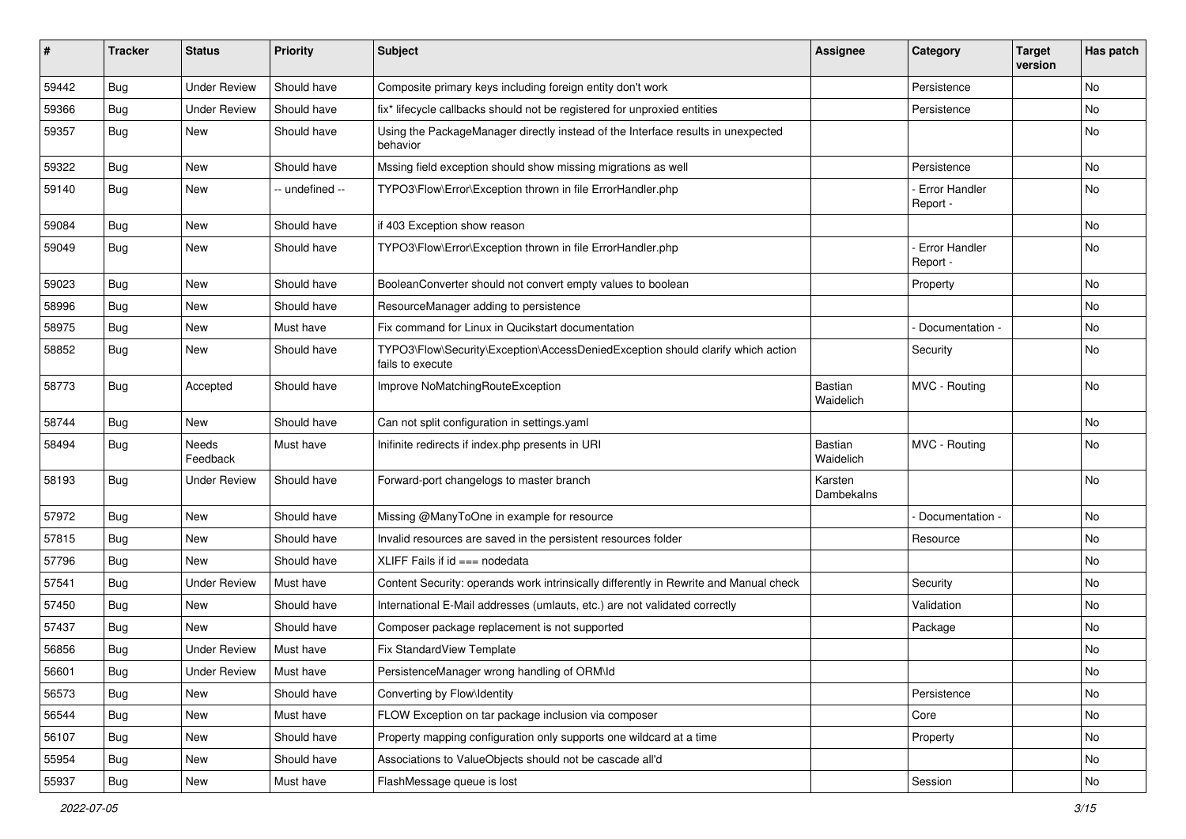| # | Tracker | Status | Priority | Subject | Assignee | Category | Target version | Has patch |
|---|---|---|---|---|---|---|---|---|
| 59442 | Bug | Under Review | Should have | Composite primary keys including foreign entity don't work | | Persistence | | No |
| 59366 | Bug | Under Review | Should have | fix* lifecycle callbacks should not be registered for unproxied entities | | Persistence | | No |
| 59357 | Bug | New | Should have | Using the PackageManager directly instead of the Interface results in unexpected behavior | | | | No |
| 59322 | Bug | New | Should have | Mssing field exception should show missing migrations as well | | Persistence | | No |
| 59140 | Bug | New | -- undefined -- | TYPO3\Flow\Error\Exception thrown in file ErrorHandler.php | | - Error Handler Report - | | No |
| 59084 | Bug | New | Should have | if 403 Exception show reason | | | | No |
| 59049 | Bug | New | Should have | TYPO3\Flow\Error\Exception thrown in file ErrorHandler.php | | - Error Handler Report - | | No |
| 59023 | Bug | New | Should have | BooleanConverter should not convert empty values to boolean | | Property | | No |
| 58996 | Bug | New | Should have | ResourceManager adding to persistence | | | | No |
| 58975 | Bug | New | Must have | Fix command for Linux in Qucikstart documentation | | - Documentation - | | No |
| 58852 | Bug | New | Should have | TYPO3\Flow\Security\Exception\AccessDeniedException should clarify which action fails to execute | | Security | | No |
| 58773 | Bug | Accepted | Should have | Improve NoMatchingRouteException | Bastian Waidelich | MVC - Routing | | No |
| 58744 | Bug | New | Should have | Can not split configuration in settings.yaml | | | | No |
| 58494 | Bug | Needs Feedback | Must have | Inifinite redirects if index.php presents in URI | Bastian Waidelich | MVC - Routing | | No |
| 58193 | Bug | Under Review | Should have | Forward-port changelogs to master branch | Karsten Dambekalns | | | No |
| 57972 | Bug | New | Should have | Missing @ManyToOne in example for resource | | - Documentation - | | No |
| 57815 | Bug | New | Should have | Invalid resources are saved in the persistent resources folder | | Resource | | No |
| 57796 | Bug | New | Should have | XLIFF Fails if id === nodedata | | | | No |
| 57541 | Bug | Under Review | Must have | Content Security: operands work intrinsically differently in Rewrite and Manual check | | Security | | No |
| 57450 | Bug | New | Should have | International E-Mail addresses (umlauts, etc.) are not validated correctly | | Validation | | No |
| 57437 | Bug | New | Should have | Composer package replacement is not supported | | Package | | No |
| 56856 | Bug | Under Review | Must have | Fix StandardView Template | | | | No |
| 56601 | Bug | Under Review | Must have | PersistenceManager wrong handling of ORM\Id | | | | No |
| 56573 | Bug | New | Should have | Converting by Flow\Identity | | Persistence | | No |
| 56544 | Bug | New | Must have | FLOW Exception on tar package inclusion via composer | | Core | | No |
| 56107 | Bug | New | Should have | Property mapping configuration only supports one wildcard at a time | | Property | | No |
| 55954 | Bug | New | Should have | Associations to ValueObjects should not be cascade all'd | | | | No |
| 55937 | Bug | New | Must have | FlashMessage queue is lost | | Session | | No |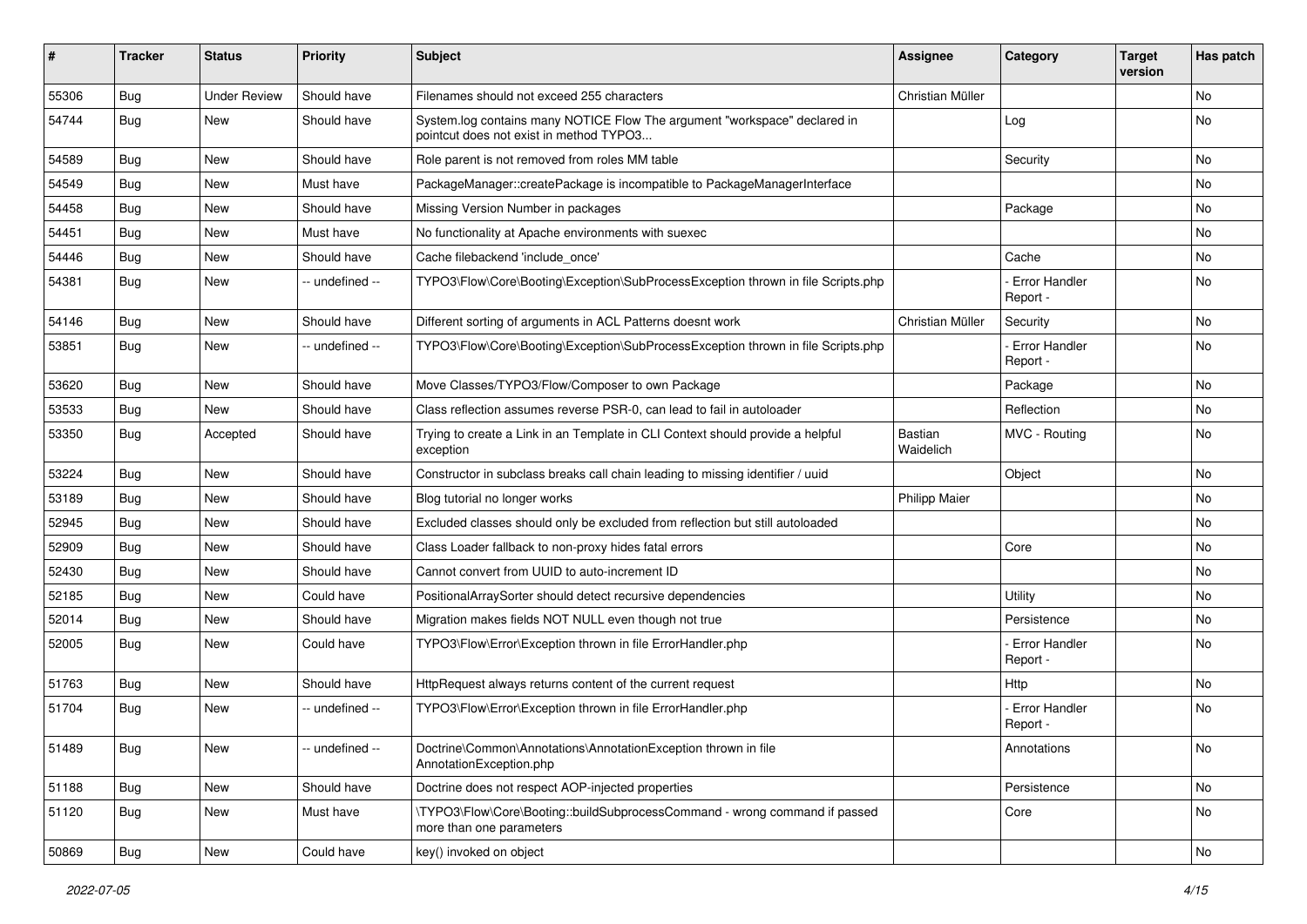| # | Tracker | Status | Priority | Subject | Assignee | Category | Target version | Has patch |
| --- | --- | --- | --- | --- | --- | --- | --- | --- |
| 55306 | Bug | Under Review | Should have | Filenames should not exceed 255 characters | Christian Müller | | | No |
| 54744 | Bug | New | Should have | System.log contains many NOTICE Flow The argument "workspace" declared in pointcut does not exist in method TYPO3... | | Log | | No |
| 54589 | Bug | New | Should have | Role parent is not removed from roles MM table | | Security | | No |
| 54549 | Bug | New | Must have | PackageManager::createPackage is incompatible to PackageManagerInterface | | | | No |
| 54458 | Bug | New | Should have | Missing Version Number in packages | | Package | | No |
| 54451 | Bug | New | Must have | No functionality at Apache environments with suexec | | | | No |
| 54446 | Bug | New | Should have | Cache filebackend 'include_once' | | Cache | | No |
| 54381 | Bug | New | -- undefined -- | TYPO3\Flow\Core\Booting\Exception\SubProcessException thrown in file Scripts.php | | - Error Handler Report - | | No |
| 54146 | Bug | New | Should have | Different sorting of arguments in ACL Patterns doesnt work | Christian Müller | Security | | No |
| 53851 | Bug | New | -- undefined -- | TYPO3\Flow\Core\Booting\Exception\SubProcessException thrown in file Scripts.php | | - Error Handler Report - | | No |
| 53620 | Bug | New | Should have | Move Classes/TYPO3/Flow/Composer to own Package | | Package | | No |
| 53533 | Bug | New | Should have | Class reflection assumes reverse PSR-0, can lead to fail in autoloader | | Reflection | | No |
| 53350 | Bug | Accepted | Should have | Trying to create a Link in an Template in CLI Context should provide a helpful exception | Bastian Waidelich | MVC - Routing | | No |
| 53224 | Bug | New | Should have | Constructor in subclass breaks call chain leading to missing identifier / uuid | | Object | | No |
| 53189 | Bug | New | Should have | Blog tutorial no longer works | Philipp Maier | | | No |
| 52945 | Bug | New | Should have | Excluded classes should only be excluded from reflection but still autoloaded | | | | No |
| 52909 | Bug | New | Should have | Class Loader fallback to non-proxy hides fatal errors | | Core | | No |
| 52430 | Bug | New | Should have | Cannot convert from UUID to auto-increment ID | | | | No |
| 52185 | Bug | New | Could have | PositionalArraySorter should detect recursive dependencies | | Utility | | No |
| 52014 | Bug | New | Should have | Migration makes fields NOT NULL even though not true | | Persistence | | No |
| 52005 | Bug | New | Could have | TYPO3\Flow\Error\Exception thrown in file ErrorHandler.php | | - Error Handler Report - | | No |
| 51763 | Bug | New | Should have | HttpRequest always returns content of the current request | | Http | | No |
| 51704 | Bug | New | -- undefined -- | TYPO3\Flow\Error\Exception thrown in file ErrorHandler.php | | - Error Handler Report - | | No |
| 51489 | Bug | New | -- undefined -- | Doctrine\Common\Annotations\AnnotationException thrown in file AnnotationException.php | | Annotations | | No |
| 51188 | Bug | New | Should have | Doctrine does not respect AOP-injected properties | | Persistence | | No |
| 51120 | Bug | New | Must have | \TYPO3\Flow\Core\Booting::buildSubprocessCommand - wrong command if passed more than one parameters | | Core | | No |
| 50869 | Bug | New | Could have | key() invoked on object | | | | No |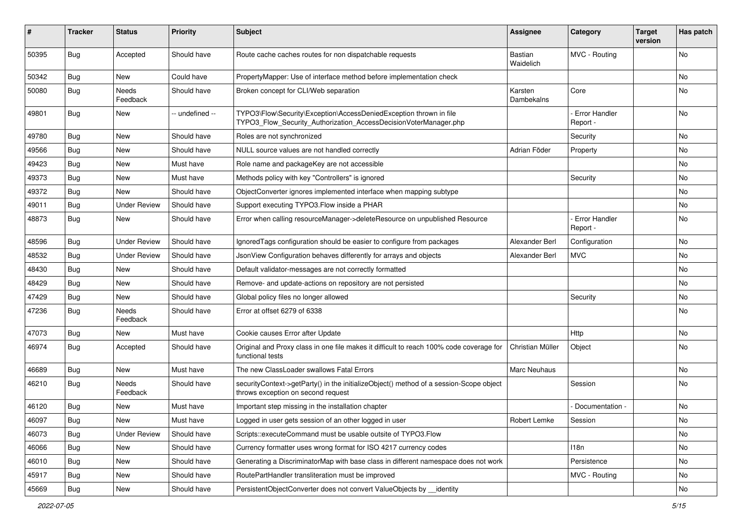| # | Tracker | Status | Priority | Subject | Assignee | Category | Target version | Has patch |
|---|---|---|---|---|---|---|---|---|
| 50395 | Bug | Accepted | Should have | Route cache caches routes for non dispatchable requests | Bastian Waidelich | MVC - Routing | | No |
| 50342 | Bug | New | Could have | PropertyMapper: Use of interface method before implementation check | | | | No |
| 50080 | Bug | Needs Feedback | Should have | Broken concept for CLI/Web separation | Karsten Dambekalns | Core | | No |
| 49801 | Bug | New | -- undefined -- | TYPO3\Flow\Security\Exception\AccessDeniedException thrown in file TYPO3_Flow_Security_Authorization_AccessDecisionVoterManager.php | | - Error Handler Report - | | No |
| 49780 | Bug | New | Should have | Roles are not synchronized | | Security | | No |
| 49566 | Bug | New | Should have | NULL source values are not handled correctly | Adrian Föder | Property | | No |
| 49423 | Bug | New | Must have | Role name and packageKey are not accessible | | | | No |
| 49373 | Bug | New | Must have | Methods policy with key "Controllers" is ignored | | Security | | No |
| 49372 | Bug | New | Should have | ObjectConverter ignores implemented interface when mapping subtype | | | | No |
| 49011 | Bug | Under Review | Should have | Support executing TYPO3.Flow inside a PHAR | | | | No |
| 48873 | Bug | New | Should have | Error when calling resourceManager->deleteResource on unpublished Resource | | - Error Handler Report - | | No |
| 48596 | Bug | Under Review | Should have | IgnoredTags configuration should be easier to configure from packages | Alexander Berl | Configuration | | No |
| 48532 | Bug | Under Review | Should have | JsonView Configuration behaves differently for arrays and objects | Alexander Berl | MVC | | No |
| 48430 | Bug | New | Should have | Default validator-messages are not correctly formatted | | | | No |
| 48429 | Bug | New | Should have | Remove- and update-actions on repository are not persisted | | | | No |
| 47429 | Bug | New | Should have | Global policy files no longer allowed | | Security | | No |
| 47236 | Bug | Needs Feedback | Should have | Error at offset 6279 of 6338 | | | | No |
| 47073 | Bug | New | Must have | Cookie causes Error after Update | | Http | | No |
| 46974 | Bug | Accepted | Should have | Original and Proxy class in one file makes it difficult to reach 100% code coverage for functional tests | Christian Müller | Object | | No |
| 46689 | Bug | New | Must have | The new ClassLoader swallows Fatal Errors | Marc Neuhaus | | | No |
| 46210 | Bug | Needs Feedback | Should have | securityContext->getParty() in the initializeObject() method of a session-Scope object throws exception on second request | | Session | | No |
| 46120 | Bug | New | Must have | Important step missing in the installation chapter | | - Documentation - | | No |
| 46097 | Bug | New | Must have | Logged in user gets session of an other logged in user | Robert Lemke | Session | | No |
| 46073 | Bug | Under Review | Should have | Scripts::executeCommand must be usable outsite of TYPO3.Flow | | | | No |
| 46066 | Bug | New | Should have | Currency formatter uses wrong format for ISO 4217 currency codes | | I18n | | No |
| 46010 | Bug | New | Should have | Generating a DiscriminatorMap with base class in different namespace does not work | | Persistence | | No |
| 45917 | Bug | New | Should have | RoutePartHandler transliteration must be improved | | MVC - Routing | | No |
| 45669 | Bug | New | Should have | PersistentObjectConverter does not convert ValueObjects by __identity | | | | No |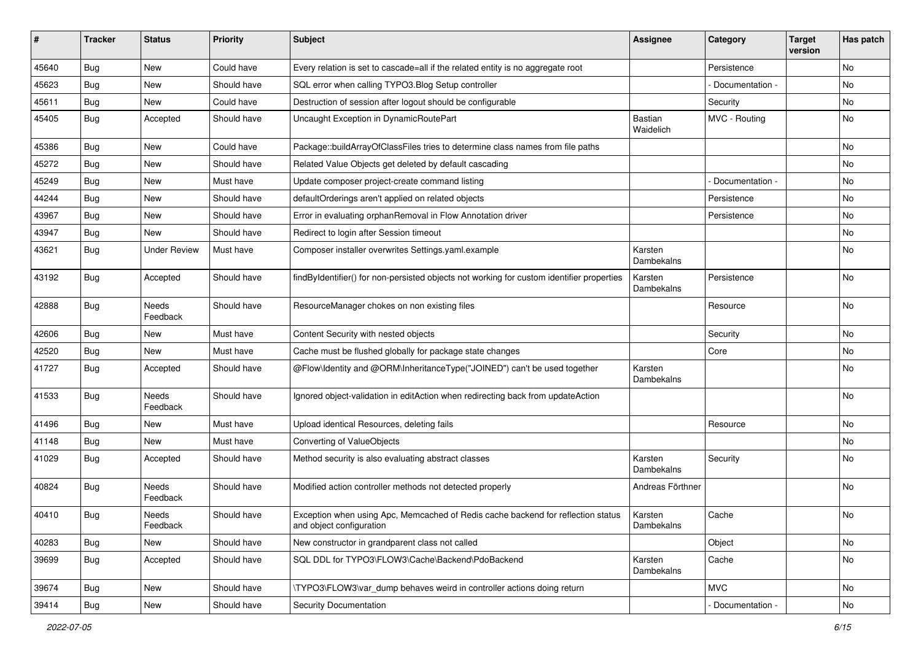| # | Tracker | Status | Priority | Subject | Assignee | Category | Target version | Has patch |
|---|---|---|---|---|---|---|---|---|
| 45640 | Bug | New | Could have | Every relation is set to cascade=all if the related entity is no aggregate root | | Persistence | | No |
| 45623 | Bug | New | Should have | SQL error when calling TYPO3.Blog Setup controller | | - Documentation - | | No |
| 45611 | Bug | New | Could have | Destruction of session after logout should be configurable | | Security | | No |
| 45405 | Bug | Accepted | Should have | Uncaught Exception in DynamicRoutePart | Bastian Waidelich | MVC - Routing | | No |
| 45386 | Bug | New | Could have | Package::buildArrayOfClassFiles tries to determine class names from file paths | | | | No |
| 45272 | Bug | New | Should have | Related Value Objects get deleted by default cascading | | | | No |
| 45249 | Bug | New | Must have | Update composer project-create command listing | | - Documentation - | | No |
| 44244 | Bug | New | Should have | defaultOrderings aren't applied on related objects | | Persistence | | No |
| 43967 | Bug | New | Should have | Error in evaluating orphanRemoval in Flow Annotation driver | | Persistence | | No |
| 43947 | Bug | New | Should have | Redirect to login after Session timeout | | | | No |
| 43621 | Bug | Under Review | Must have | Composer installer overwrites Settings.yaml.example | Karsten Dambekalns | | | No |
| 43192 | Bug | Accepted | Should have | findByIdentifier() for non-persisted objects not working for custom identifier properties | Karsten Dambekalns | Persistence | | No |
| 42888 | Bug | Needs Feedback | Should have | ResourceManager chokes on non existing files | | Resource | | No |
| 42606 | Bug | New | Must have | Content Security with nested objects | | Security | | No |
| 42520 | Bug | New | Must have | Cache must be flushed globally for package state changes | | Core | | No |
| 41727 | Bug | Accepted | Should have | @Flow\Identity and @ORM\InheritanceType("JOINED") can't be used together | Karsten Dambekalns | | | No |
| 41533 | Bug | Needs Feedback | Should have | Ignored object-validation in editAction when redirecting back from updateAction | | | | No |
| 41496 | Bug | New | Must have | Upload identical Resources, deleting fails | | Resource | | No |
| 41148 | Bug | New | Must have | Converting of ValueObjects | | | | No |
| 41029 | Bug | Accepted | Should have | Method security is also evaluating abstract classes | Karsten Dambekalns | Security | | No |
| 40824 | Bug | Needs Feedback | Should have | Modified action controller methods not detected properly | Andreas Förthner | | | No |
| 40410 | Bug | Needs Feedback | Should have | Exception when using Apc, Memcached of Redis cache backend for reflection status and object configuration | Karsten Dambekalns | Cache | | No |
| 40283 | Bug | New | Should have | New constructor in grandparent class not called | | Object | | No |
| 39699 | Bug | Accepted | Should have | SQL DDL for TYPO3\FLOW3\Cache\Backend\PdoBackend | Karsten Dambekalns | Cache | | No |
| 39674 | Bug | New | Should have | \TYPO3\FLOW3\var_dump behaves weird in controller actions doing return | | MVC | | No |
| 39414 | Bug | New | Should have | Security Documentation | | - Documentation - | | No |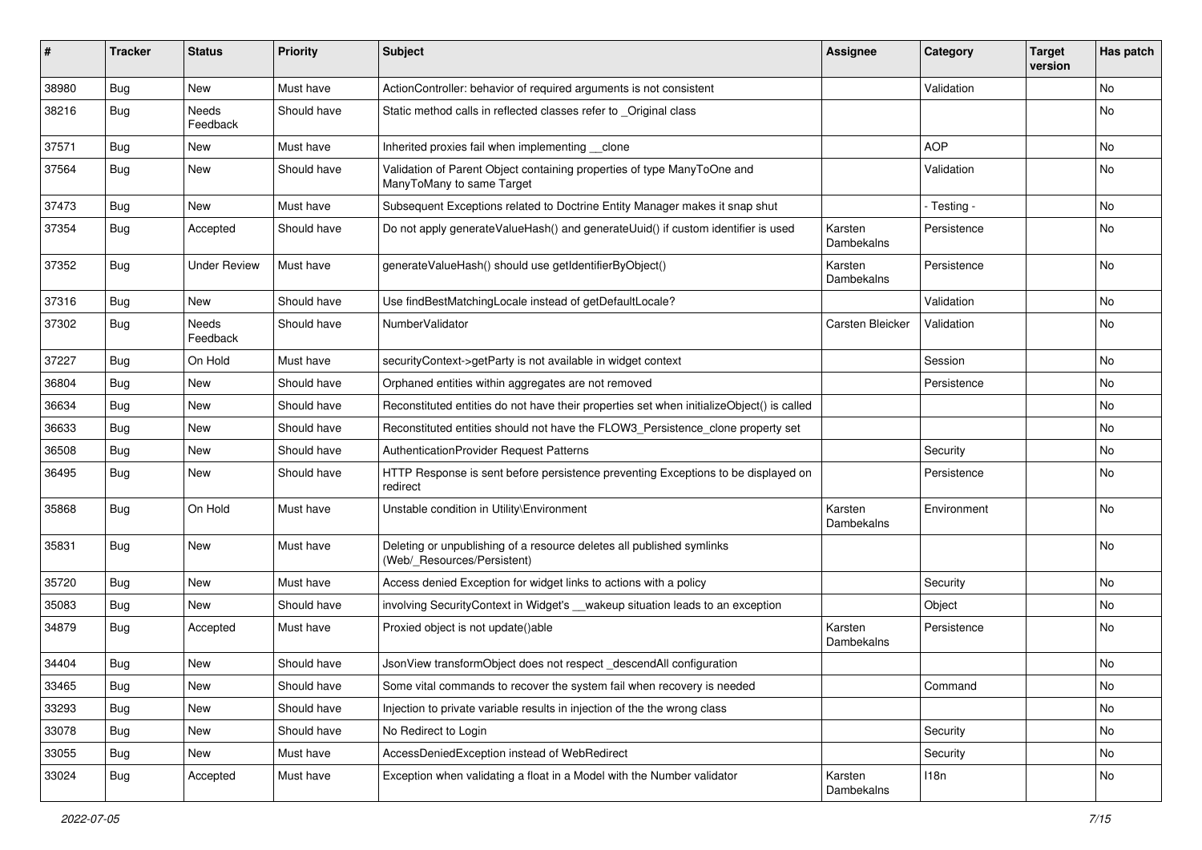| # | Tracker | Status | Priority | Subject | Assignee | Category | Target version | Has patch |
|---|---|---|---|---|---|---|---|---|
| 38980 | Bug | New | Must have | ActionController: behavior of required arguments is not consistent | | Validation | | No |
| 38216 | Bug | Needs Feedback | Should have | Static method calls in reflected classes refer to _Original class | | | | No |
| 37571 | Bug | New | Must have | Inherited proxies fail when implementing __clone | | AOP | | No |
| 37564 | Bug | New | Should have | Validation of Parent Object containing properties of type ManyToOne and ManyToMany to same Target | | Validation | | No |
| 37473 | Bug | New | Must have | Subsequent Exceptions related to Doctrine Entity Manager makes it snap shut | | - Testing - | | No |
| 37354 | Bug | Accepted | Should have | Do not apply generateValueHash() and generateUuid() if custom identifier is used | Karsten Dambekalns | Persistence | | No |
| 37352 | Bug | Under Review | Must have | generateValueHash() should use getIdentifierByObject() | Karsten Dambekalns | Persistence | | No |
| 37316 | Bug | New | Should have | Use findBestMatchingLocale instead of getDefaultLocale? | | Validation | | No |
| 37302 | Bug | Needs Feedback | Should have | NumberValidator | Carsten Bleicker | Validation | | No |
| 37227 | Bug | On Hold | Must have | securityContext->getParty is not available in widget context | | Session | | No |
| 36804 | Bug | New | Should have | Orphaned entities within aggregates are not removed | | Persistence | | No |
| 36634 | Bug | New | Should have | Reconstituted entities do not have their properties set when initializeObject() is called | | | | No |
| 36633 | Bug | New | Should have | Reconstituted entities should not have the FLOW3_Persistence_clone property set | | | | No |
| 36508 | Bug | New | Should have | AuthenticationProvider Request Patterns | | Security | | No |
| 36495 | Bug | New | Should have | HTTP Response is sent before persistence preventing Exceptions to be displayed on redirect | | Persistence | | No |
| 35868 | Bug | On Hold | Must have | Unstable condition in Utility\Environment | Karsten Dambekalns | Environment | | No |
| 35831 | Bug | New | Must have | Deleting or unpublishing of a resource deletes all published symlinks (Web/_Resources/Persistent) | | | | No |
| 35720 | Bug | New | Must have | Access denied Exception for widget links to actions with a policy | | Security | | No |
| 35083 | Bug | New | Should have | involving SecurityContext in Widget's __wakeup situation leads to an exception | | Object | | No |
| 34879 | Bug | Accepted | Must have | Proxied object is not update()able | Karsten Dambekalns | Persistence | | No |
| 34404 | Bug | New | Should have | JsonView transformObject does not respect _descendAll configuration | | | | No |
| 33465 | Bug | New | Should have | Some vital commands to recover the system fail when recovery is needed | | Command | | No |
| 33293 | Bug | New | Should have | Injection to private variable results in injection of the the wrong class | | | | No |
| 33078 | Bug | New | Should have | No Redirect to Login | | Security | | No |
| 33055 | Bug | New | Must have | AccessDeniedException instead of WebRedirect | | Security | | No |
| 33024 | Bug | Accepted | Must have | Exception when validating a float in a Model with the Number validator | Karsten Dambekalns | I18n | | No |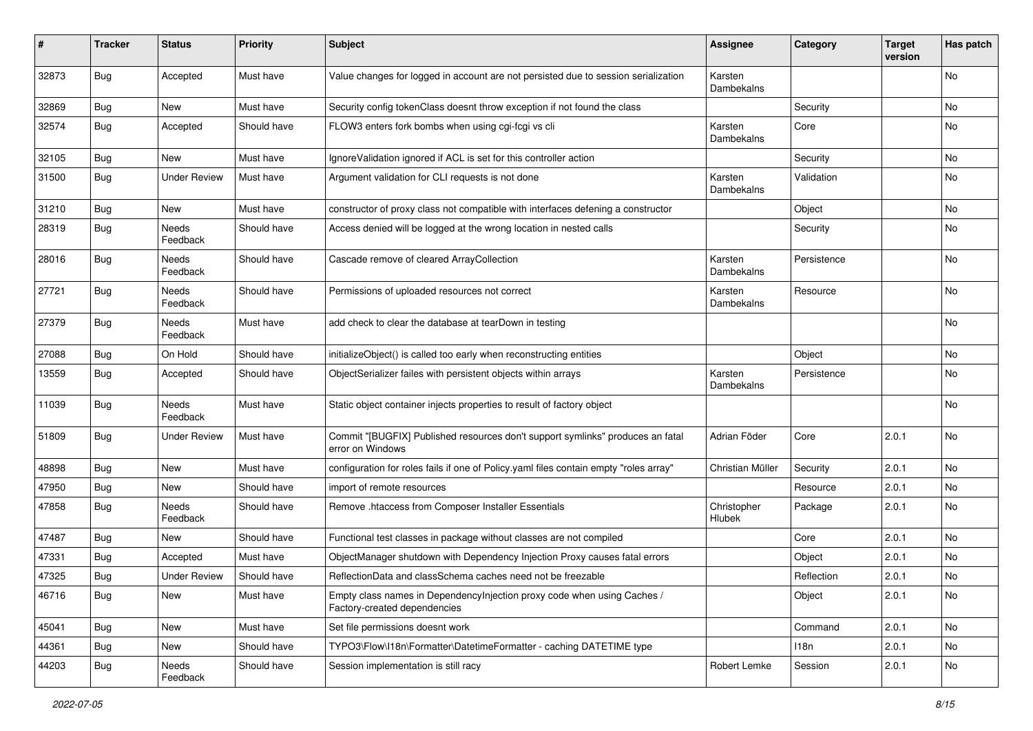| # | Tracker | Status | Priority | Subject | Assignee | Category | Target version | Has patch |
|---|---|---|---|---|---|---|---|---|
| 32873 | Bug | Accepted | Must have | Value changes for logged in account are not persisted due to session serialization | Karsten Dambekalns | | | No |
| 32869 | Bug | New | Must have | Security config tokenClass doesnt throw exception if not found the class | | Security | | No |
| 32574 | Bug | Accepted | Should have | FLOW3 enters fork bombs when using cgi-fcgi vs cli | Karsten Dambekalns | Core | | No |
| 32105 | Bug | New | Must have | IgnoreValidation ignored if ACL is set for this controller action | | Security | | No |
| 31500 | Bug | Under Review | Must have | Argument validation for CLI requests is not done | Karsten Dambekalns | Validation | | No |
| 31210 | Bug | New | Must have | constructor of proxy class not compatible with interfaces defening a constructor | | Object | | No |
| 28319 | Bug | Needs Feedback | Should have | Access denied will be logged at the wrong location in nested calls | | Security | | No |
| 28016 | Bug | Needs Feedback | Should have | Cascade remove of cleared ArrayCollection | Karsten Dambekalns | Persistence | | No |
| 27721 | Bug | Needs Feedback | Should have | Permissions of uploaded resources not correct | Karsten Dambekalns | Resource | | No |
| 27379 | Bug | Needs Feedback | Must have | add check to clear the database at tearDown in testing | | | | No |
| 27088 | Bug | On Hold | Should have | initializeObject() is called too early when reconstructing entities | | Object | | No |
| 13559 | Bug | Accepted | Should have | ObjectSerializer failes with persistent objects within arrays | Karsten Dambekalns | Persistence | | No |
| 11039 | Bug | Needs Feedback | Must have | Static object container injects properties to result of factory object | | | | No |
| 51809 | Bug | Under Review | Must have | Commit "[BUGFIX] Published resources don't support symlinks" produces an fatal error on Windows | Adrian Föder | Core | 2.0.1 | No |
| 48898 | Bug | New | Must have | configuration for roles fails if one of Policy.yaml files contain empty "roles array" | Christian Müller | Security | 2.0.1 | No |
| 47950 | Bug | New | Should have | import of remote resources | | Resource | 2.0.1 | No |
| 47858 | Bug | Needs Feedback | Should have | Remove .htaccess from Composer Installer Essentials | Christopher Hlubek | Package | 2.0.1 | No |
| 47487 | Bug | New | Should have | Functional test classes in package without classes are not compiled | | Core | 2.0.1 | No |
| 47331 | Bug | Accepted | Must have | ObjectManager shutdown with Dependency Injection Proxy causes fatal errors | | Object | 2.0.1 | No |
| 47325 | Bug | Under Review | Should have | ReflectionData and classSchema caches need not be freezable | | Reflection | 2.0.1 | No |
| 46716 | Bug | New | Must have | Empty class names in DependencyInjection proxy code when using Caches / Factory-created dependencies | | Object | 2.0.1 | No |
| 45041 | Bug | New | Must have | Set file permissions doesnt work | | Command | 2.0.1 | No |
| 44361 | Bug | New | Should have | TYPO3\Flow\I18n\Formatter\DatetimeFormatter - caching DATETIME type | | I18n | 2.0.1 | No |
| 44203 | Bug | Needs Feedback | Should have | Session implementation is still racy | Robert Lemke | Session | 2.0.1 | No |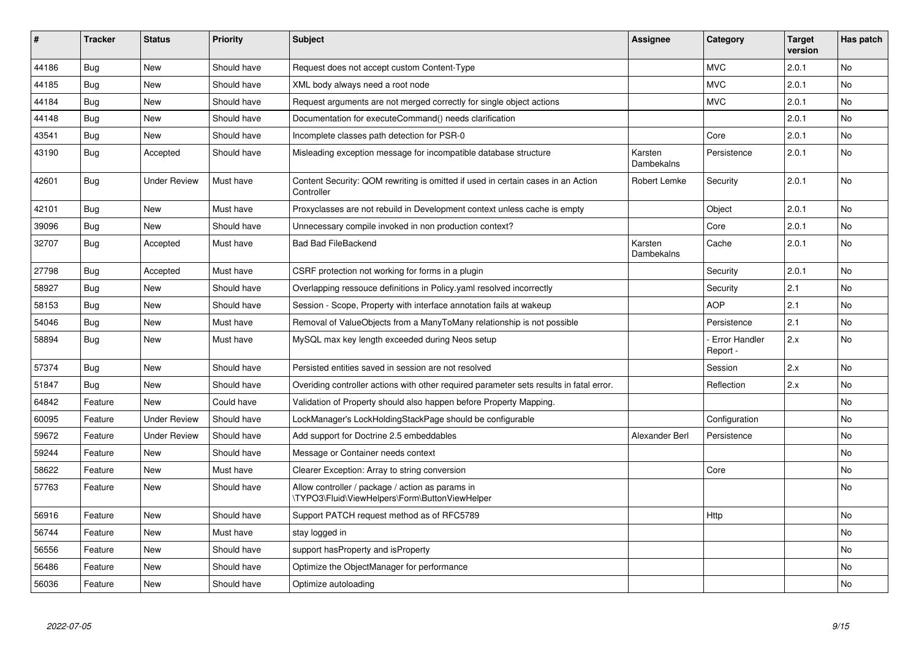| # | Tracker | Status | Priority | Subject | Assignee | Category | Target version | Has patch |
|---|---|---|---|---|---|---|---|---|
| 44186 | Bug | New | Should have | Request does not accept custom Content-Type | | MVC | 2.0.1 | No |
| 44185 | Bug | New | Should have | XML body always need a root node | | MVC | 2.0.1 | No |
| 44184 | Bug | New | Should have | Request arguments are not merged correctly for single object actions | | MVC | 2.0.1 | No |
| 44148 | Bug | New | Should have | Documentation for executeCommand() needs clarification | | | 2.0.1 | No |
| 43541 | Bug | New | Should have | Incomplete classes path detection for PSR-0 | | Core | 2.0.1 | No |
| 43190 | Bug | Accepted | Should have | Misleading exception message for incompatible database structure | Karsten Dambekalns | Persistence | 2.0.1 | No |
| 42601 | Bug | Under Review | Must have | Content Security: QOM rewriting is omitted if used in certain cases in an Action Controller | Robert Lemke | Security | 2.0.1 | No |
| 42101 | Bug | New | Must have | Proxyclasses are not rebuild in Development context unless cache is empty | | Object | 2.0.1 | No |
| 39096 | Bug | New | Should have | Unnecessary compile invoked in non production context? | | Core | 2.0.1 | No |
| 32707 | Bug | Accepted | Must have | Bad Bad FileBackend | Karsten Dambekalns | Cache | 2.0.1 | No |
| 27798 | Bug | Accepted | Must have | CSRF protection not working for forms in a plugin | | Security | 2.0.1 | No |
| 58927 | Bug | New | Should have | Overlapping ressouce definitions in Policy.yaml resolved incorrectly | | Security | 2.1 | No |
| 58153 | Bug | New | Should have | Session - Scope, Property with interface annotation fails at wakeup | | AOP | 2.1 | No |
| 54046 | Bug | New | Must have | Removal of ValueObjects from a ManyToMany relationship is not possible | | Persistence | 2.1 | No |
| 58894 | Bug | New | Must have | MySQL max key length exceeded during Neos setup | | - Error Handler Report - | 2.x | No |
| 57374 | Bug | New | Should have | Persisted entities saved in session are not resolved | | Session | 2.x | No |
| 51847 | Bug | New | Should have | Overiding controller actions with other required parameter sets results in fatal error. | | Reflection | 2.x | No |
| 64842 | Feature | New | Could have | Validation of Property should also happen before Property Mapping. | | | | No |
| 60095 | Feature | Under Review | Should have | LockManager's LockHoldingStackPage should be configurable | | Configuration | | No |
| 59672 | Feature | Under Review | Should have | Add support for Doctrine 2.5 embeddables | Alexander Berl | Persistence | | No |
| 59244 | Feature | New | Should have | Message or Container needs context | | | | No |
| 58622 | Feature | New | Must have | Clearer Exception: Array to string conversion | | Core | | No |
| 57763 | Feature | New | Should have | Allow controller / package / action as params in \TYPO3\Fluid\ViewHelpers\Form\ButtonViewHelper | | | | No |
| 56916 | Feature | New | Should have | Support PATCH request method as of RFC5789 | | Http | | No |
| 56744 | Feature | New | Must have | stay logged in | | | | No |
| 56556 | Feature | New | Should have | support hasProperty and isProperty | | | | No |
| 56486 | Feature | New | Should have | Optimize the ObjectManager for performance | | | | No |
| 56036 | Feature | New | Should have | Optimize autoloading | | | | No |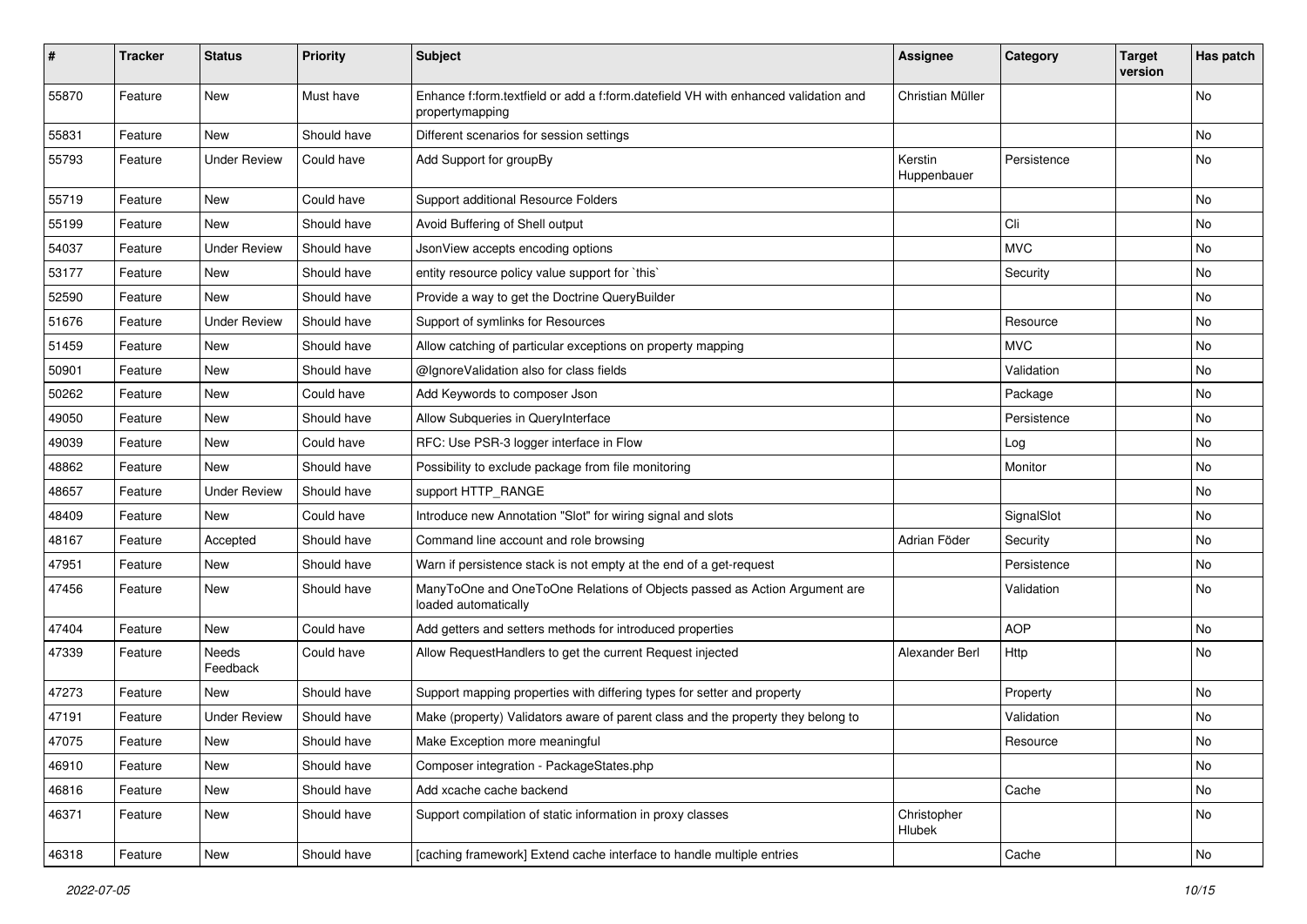| # | Tracker | Status | Priority | Subject | Assignee | Category | Target version | Has patch |
|---|---|---|---|---|---|---|---|---|
| 55870 | Feature | New | Must have | Enhance f:form.textfield or add a f:form.datefield VH with enhanced validation and propertymapping | Christian Müller | | | No |
| 55831 | Feature | New | Should have | Different scenarios for session settings | | | | No |
| 55793 | Feature | Under Review | Could have | Add Support for groupBy | Kerstin Huppenbauer | Persistence | | No |
| 55719 | Feature | New | Could have | Support additional Resource Folders | | | | No |
| 55199 | Feature | New | Should have | Avoid Buffering of Shell output | | Cli | | No |
| 54037 | Feature | Under Review | Should have | JsonView accepts encoding options | | MVC | | No |
| 53177 | Feature | New | Should have | entity resource policy value support for `this` | | Security | | No |
| 52590 | Feature | New | Should have | Provide a way to get the Doctrine QueryBuilder | | | | No |
| 51676 | Feature | Under Review | Should have | Support of symlinks for Resources | | Resource | | No |
| 51459 | Feature | New | Should have | Allow catching of particular exceptions on property mapping | | MVC | | No |
| 50901 | Feature | New | Should have | @IgnoreValidation also for class fields | | Validation | | No |
| 50262 | Feature | New | Could have | Add Keywords to composer Json | | Package | | No |
| 49050 | Feature | New | Should have | Allow Subqueries in QueryInterface | | Persistence | | No |
| 49039 | Feature | New | Could have | RFC: Use PSR-3 logger interface in Flow | | Log | | No |
| 48862 | Feature | New | Should have | Possibility to exclude package from file monitoring | | Monitor | | No |
| 48657 | Feature | Under Review | Should have | support HTTP_RANGE | | | | No |
| 48409 | Feature | New | Could have | Introduce new Annotation "Slot" for wiring signal and slots | | SignalSlot | | No |
| 48167 | Feature | Accepted | Should have | Command line account and role browsing | Adrian Föder | Security | | No |
| 47951 | Feature | New | Should have | Warn if persistence stack is not empty at the end of a get-request | | Persistence | | No |
| 47456 | Feature | New | Should have | ManyToOne and OneToOne Relations of Objects passed as Action Argument are loaded automatically | | Validation | | No |
| 47404 | Feature | New | Could have | Add getters and setters methods for introduced properties | | AOP | | No |
| 47339 | Feature | Needs Feedback | Could have | Allow RequestHandlers to get the current Request injected | Alexander Berl | Http | | No |
| 47273 | Feature | New | Should have | Support mapping properties with differing types for setter and property | | Property | | No |
| 47191 | Feature | Under Review | Should have | Make (property) Validators aware of parent class and the property they belong to | | Validation | | No |
| 47075 | Feature | New | Should have | Make Exception more meaningful | | Resource | | No |
| 46910 | Feature | New | Should have | Composer integration - PackageStates.php | | | | No |
| 46816 | Feature | New | Should have | Add xcache cache backend | | Cache | | No |
| 46371 | Feature | New | Should have | Support compilation of static information in proxy classes | Christopher Hlubek | | | No |
| 46318 | Feature | New | Should have | [caching framework] Extend cache interface to handle multiple entries | | Cache | | No |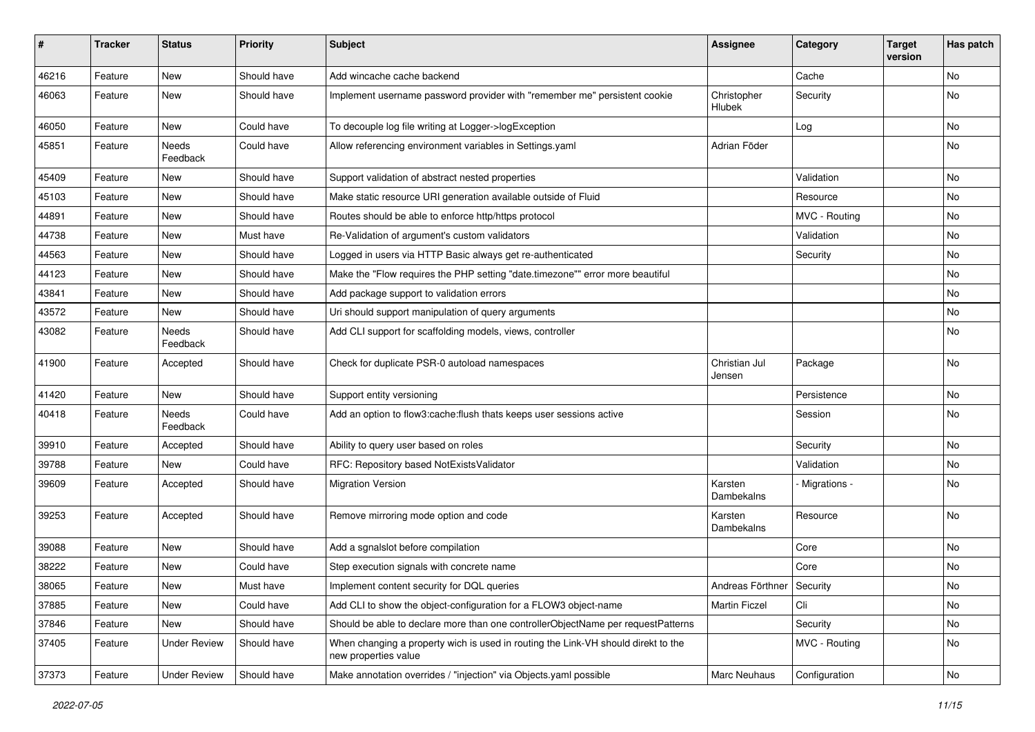| # | Tracker | Status | Priority | Subject | Assignee | Category | Target version | Has patch |
|---|---|---|---|---|---|---|---|---|
| 46216 | Feature | New | Should have | Add wincache cache backend | | Cache | | No |
| 46063 | Feature | New | Should have | Implement username password provider with "remember me" persistent cookie | Christopher Hlubek | Security | | No |
| 46050 | Feature | New | Could have | To decouple log file writing at Logger->logException | | Log | | No |
| 45851 | Feature | Needs Feedback | Could have | Allow referencing environment variables in Settings.yaml | Adrian Föder | | | No |
| 45409 | Feature | New | Should have | Support validation of abstract nested properties | | Validation | | No |
| 45103 | Feature | New | Should have | Make static resource URI generation available outside of Fluid | | Resource | | No |
| 44891 | Feature | New | Should have | Routes should be able to enforce http/https protocol | | MVC - Routing | | No |
| 44738 | Feature | New | Must have | Re-Validation of argument's custom validators | | Validation | | No |
| 44563 | Feature | New | Should have | Logged in users via HTTP Basic always get re-authenticated | | Security | | No |
| 44123 | Feature | New | Should have | Make the "Flow requires the PHP setting "date.timezone"" error more beautiful | | | | No |
| 43841 | Feature | New | Should have | Add package support to validation errors | | | | No |
| 43572 | Feature | New | Should have | Uri should support manipulation of query arguments | | | | No |
| 43082 | Feature | Needs Feedback | Should have | Add CLI support for scaffolding models, views, controller | | | | No |
| 41900 | Feature | Accepted | Should have | Check for duplicate PSR-0 autoload namespaces | Christian Jul Jensen | Package | | No |
| 41420 | Feature | New | Should have | Support entity versioning | | Persistence | | No |
| 40418 | Feature | Needs Feedback | Could have | Add an option to flow3:cache:flush thats keeps user sessions active | | Session | | No |
| 39910 | Feature | Accepted | Should have | Ability to query user based on roles | | Security | | No |
| 39788 | Feature | New | Could have | RFC: Repository based NotExistsValidator | | Validation | | No |
| 39609 | Feature | Accepted | Should have | Migration Version | Karsten Dambekalns | - Migrations - | | No |
| 39253 | Feature | Accepted | Should have | Remove mirroring mode option and code | Karsten Dambekalns | Resource | | No |
| 39088 | Feature | New | Should have | Add a sgnalslot before compilation | | Core | | No |
| 38222 | Feature | New | Could have | Step execution signals with concrete name | | Core | | No |
| 38065 | Feature | New | Must have | Implement content security for DQL queries | Andreas Förthner | Security | | No |
| 37885 | Feature | New | Could have | Add CLI to show the object-configuration for a FLOW3 object-name | Martin Ficzel | Cli | | No |
| 37846 | Feature | New | Should have | Should be able to declare more than one controllerObjectName per requestPatterns | | Security | | No |
| 37405 | Feature | Under Review | Should have | When changing a property wich is used in routing the Link-VH should direkt to the new properties value | | MVC - Routing | | No |
| 37373 | Feature | Under Review | Should have | Make annotation overrides / "injection" via Objects.yaml possible | Marc Neuhaus | Configuration | | No |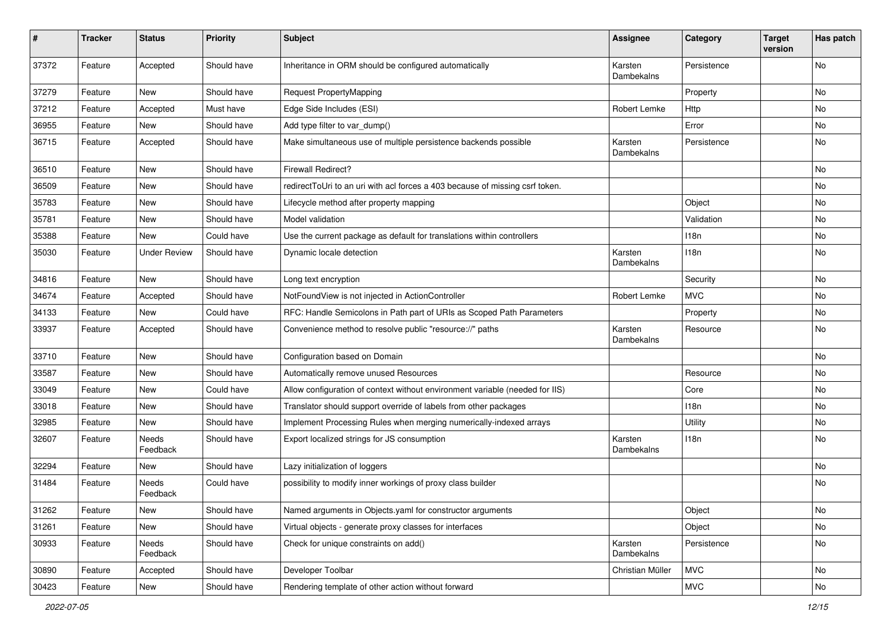| # | Tracker | Status | Priority | Subject | Assignee | Category | Target version | Has patch |
|---|---|---|---|---|---|---|---|---|
| 37372 | Feature | Accepted | Should have | Inheritance in ORM should be configured automatically | Karsten Dambekalns | Persistence | | No |
| 37279 | Feature | New | Should have | Request PropertyMapping | | Property | | No |
| 37212 | Feature | Accepted | Must have | Edge Side Includes (ESI) | Robert Lemke | Http | | No |
| 36955 | Feature | New | Should have | Add type filter to var_dump() | | Error | | No |
| 36715 | Feature | Accepted | Should have | Make simultaneous use of multiple persistence backends possible | Karsten Dambekalns | Persistence | | No |
| 36510 | Feature | New | Should have | Firewall Redirect? | | | | No |
| 36509 | Feature | New | Should have | redirectToUri to an uri with acl forces a 403 because of missing csrf token. | | | | No |
| 35783 | Feature | New | Should have | Lifecycle method after property mapping | | Object | | No |
| 35781 | Feature | New | Should have | Model validation | | Validation | | No |
| 35388 | Feature | New | Could have | Use the current package as default for translations within controllers | | I18n | | No |
| 35030 | Feature | Under Review | Should have | Dynamic locale detection | Karsten Dambekalns | I18n | | No |
| 34816 | Feature | New | Should have | Long text encryption | | Security | | No |
| 34674 | Feature | Accepted | Should have | NotFoundView is not injected in ActionController | Robert Lemke | MVC | | No |
| 34133 | Feature | New | Could have | RFC: Handle Semicolons in Path part of URIs as Scoped Path Parameters | | Property | | No |
| 33937 | Feature | Accepted | Should have | Convenience method to resolve public "resource://" paths | Karsten Dambekalns | Resource | | No |
| 33710 | Feature | New | Should have | Configuration based on Domain | | | | No |
| 33587 | Feature | New | Should have | Automatically remove unused Resources | | Resource | | No |
| 33049 | Feature | New | Could have | Allow configuration of context without environment variable (needed for IIS) | | Core | | No |
| 33018 | Feature | New | Should have | Translator should support override of labels from other packages | | I18n | | No |
| 32985 | Feature | New | Should have | Implement Processing Rules when merging numerically-indexed arrays | | Utility | | No |
| 32607 | Feature | Needs Feedback | Should have | Export localized strings for JS consumption | Karsten Dambekalns | I18n | | No |
| 32294 | Feature | New | Should have | Lazy initialization of loggers | | | | No |
| 31484 | Feature | Needs Feedback | Could have | possibility to modify inner workings of proxy class builder | | | | No |
| 31262 | Feature | New | Should have | Named arguments in Objects.yaml for constructor arguments | | Object | | No |
| 31261 | Feature | New | Should have | Virtual objects - generate proxy classes for interfaces | | Object | | No |
| 30933 | Feature | Needs Feedback | Should have | Check for unique constraints on add() | Karsten Dambekalns | Persistence | | No |
| 30890 | Feature | Accepted | Should have | Developer Toolbar | Christian Müller | MVC | | No |
| 30423 | Feature | New | Should have | Rendering template of other action without forward | | MVC | | No |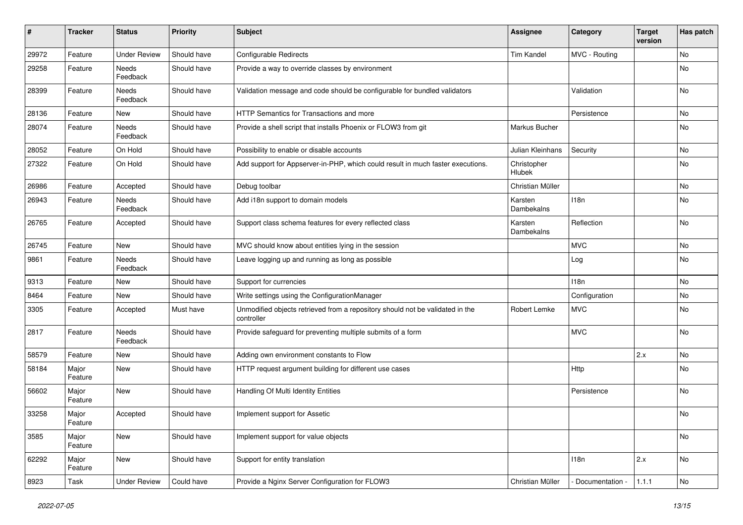| # | Tracker | Status | Priority | Subject | Assignee | Category | Target version | Has patch |
|---|---|---|---|---|---|---|---|---|
| 29972 | Feature | Under Review | Should have | Configurable Redirects | Tim Kandel | MVC - Routing | | No |
| 29258 | Feature | Needs Feedback | Should have | Provide a way to override classes by environment | | | | No |
| 28399 | Feature | Needs Feedback | Should have | Validation message and code should be configurable for bundled validators | | Validation | | No |
| 28136 | Feature | New | Should have | HTTP Semantics for Transactions and more | | Persistence | | No |
| 28074 | Feature | Needs Feedback | Should have | Provide a shell script that installs Phoenix or FLOW3 from git | Markus Bucher | | | No |
| 28052 | Feature | On Hold | Should have | Possibility to enable or disable accounts | Julian Kleinhans | Security | | No |
| 27322 | Feature | On Hold | Should have | Add support for Appserver-in-PHP, which could result in much faster executions. | Christopher Hlubek | | | No |
| 26986 | Feature | Accepted | Should have | Debug toolbar | Christian Müller | | | No |
| 26943 | Feature | Needs Feedback | Should have | Add i18n support to domain models | Karsten Dambekalns | I18n | | No |
| 26765 | Feature | Accepted | Should have | Support class schema features for every reflected class | Karsten Dambekalns | Reflection | | No |
| 26745 | Feature | New | Should have | MVC should know about entities lying in the session | | MVC | | No |
| 9861 | Feature | Needs Feedback | Should have | Leave logging up and running as long as possible | | Log | | No |
| 9313 | Feature | New | Should have | Support for currencies | | I18n | | No |
| 8464 | Feature | New | Should have | Write settings using the ConfigurationManager | | Configuration | | No |
| 3305 | Feature | Accepted | Must have | Unmodified objects retrieved from a repository should not be validated in the controller | Robert Lemke | MVC | | No |
| 2817 | Feature | Needs Feedback | Should have | Provide safeguard for preventing multiple submits of a form | | MVC | | No |
| 58579 | Feature | New | Should have | Adding own environment constants to Flow | | | 2.x | No |
| 58184 | Major Feature | New | Should have | HTTP request argument building for different use cases | | Http | | No |
| 56602 | Major Feature | New | Should have | Handling Of Multi Identity Entities | | Persistence | | No |
| 33258 | Major Feature | Accepted | Should have | Implement support for Assetic | | | | No |
| 3585 | Major Feature | New | Should have | Implement support for value objects | | | | No |
| 62292 | Major Feature | New | Should have | Support for entity translation | | I18n | 2.x | No |
| 8923 | Task | Under Review | Could have | Provide a Nginx Server Configuration for FLOW3 | Christian Müller | - Documentation - | 1.1.1 | No |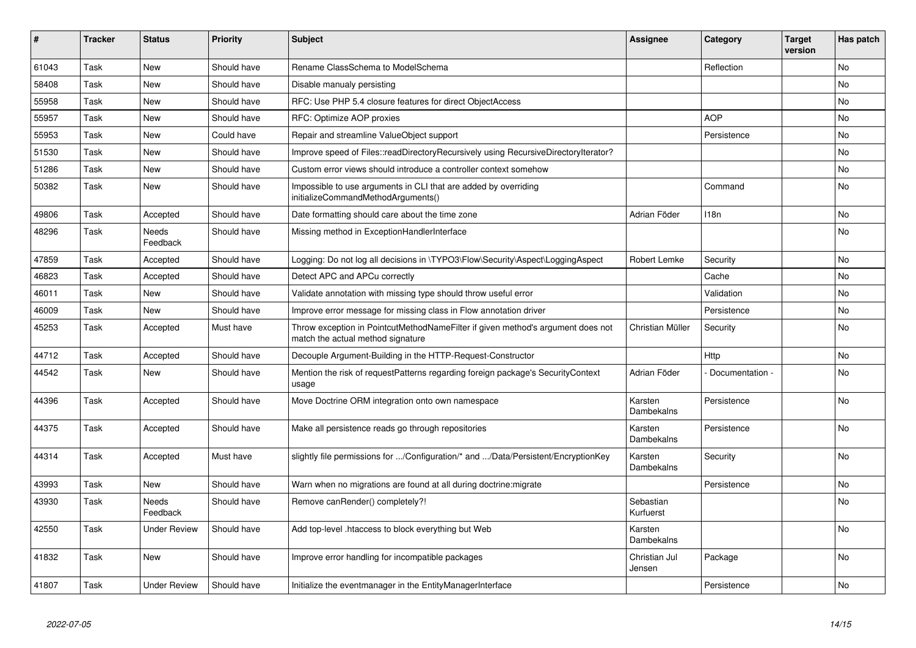| # | Tracker | Status | Priority | Subject | Assignee | Category | Target version | Has patch |
|---|---|---|---|---|---|---|---|---|
| 61043 | Task | New | Should have | Rename ClassSchema to ModelSchema | | Reflection | | No |
| 58408 | Task | New | Should have | Disable manualy persisting | | | | No |
| 55958 | Task | New | Should have | RFC: Use PHP 5.4 closure features for direct ObjectAccess | | | | No |
| 55957 | Task | New | Should have | RFC: Optimize AOP proxies | | AOP | | No |
| 55953 | Task | New | Could have | Repair and streamline ValueObject support | | Persistence | | No |
| 51530 | Task | New | Should have | Improve speed of Files::readDirectoryRecursively using RecursiveDirectoryIterator? | | | | No |
| 51286 | Task | New | Should have | Custom error views should introduce a controller context somehow | | | | No |
| 50382 | Task | New | Should have | Impossible to use arguments in CLI that are added by overriding initializeCommandMethodArguments() | | Command | | No |
| 49806 | Task | Accepted | Should have | Date formatting should care about the time zone | Adrian Föder | I18n | | No |
| 48296 | Task | Needs Feedback | Should have | Missing method in ExceptionHandlerInterface | | | | No |
| 47859 | Task | Accepted | Should have | Logging: Do not log all decisions in \TYPO3\Flow\Security\Aspect\LoggingAspect | Robert Lemke | Security | | No |
| 46823 | Task | Accepted | Should have | Detect APC and APCu correctly | | Cache | | No |
| 46011 | Task | New | Should have | Validate annotation with missing type should throw useful error | | Validation | | No |
| 46009 | Task | New | Should have | Improve error message for missing class in Flow annotation driver | | Persistence | | No |
| 45253 | Task | Accepted | Must have | Throw exception in PointcutMethodNameFilter if given method's argument does not match the actual method signature | Christian Müller | Security | | No |
| 44712 | Task | Accepted | Should have | Decouple Argument-Building in the HTTP-Request-Constructor | | Http | | No |
| 44542 | Task | New | Should have | Mention the risk of requestPatterns regarding foreign package's SecurityContext usage | Adrian Föder | - Documentation - | | No |
| 44396 | Task | Accepted | Should have | Move Doctrine ORM integration onto own namespace | Karsten Dambekalns | Persistence | | No |
| 44375 | Task | Accepted | Should have | Make all persistence reads go through repositories | Karsten Dambekalns | Persistence | | No |
| 44314 | Task | Accepted | Must have | slightly file permissions for .../Configuration/* and .../Data/Persistent/EncryptionKey | Karsten Dambekalns | Security | | No |
| 43993 | Task | New | Should have | Warn when no migrations are found at all during doctrine:migrate | | Persistence | | No |
| 43930 | Task | Needs Feedback | Should have | Remove canRender() completely?! | Sebastian Kurfuerst | | | No |
| 42550 | Task | Under Review | Should have | Add top-level .htaccess to block everything but Web | Karsten Dambekalns | | | No |
| 41832 | Task | New | Should have | Improve error handling for incompatible packages | Christian Jul Jensen | Package | | No |
| 41807 | Task | Under Review | Should have | Initialize the eventmanager in the EntityManagerInterface | | Persistence | | No |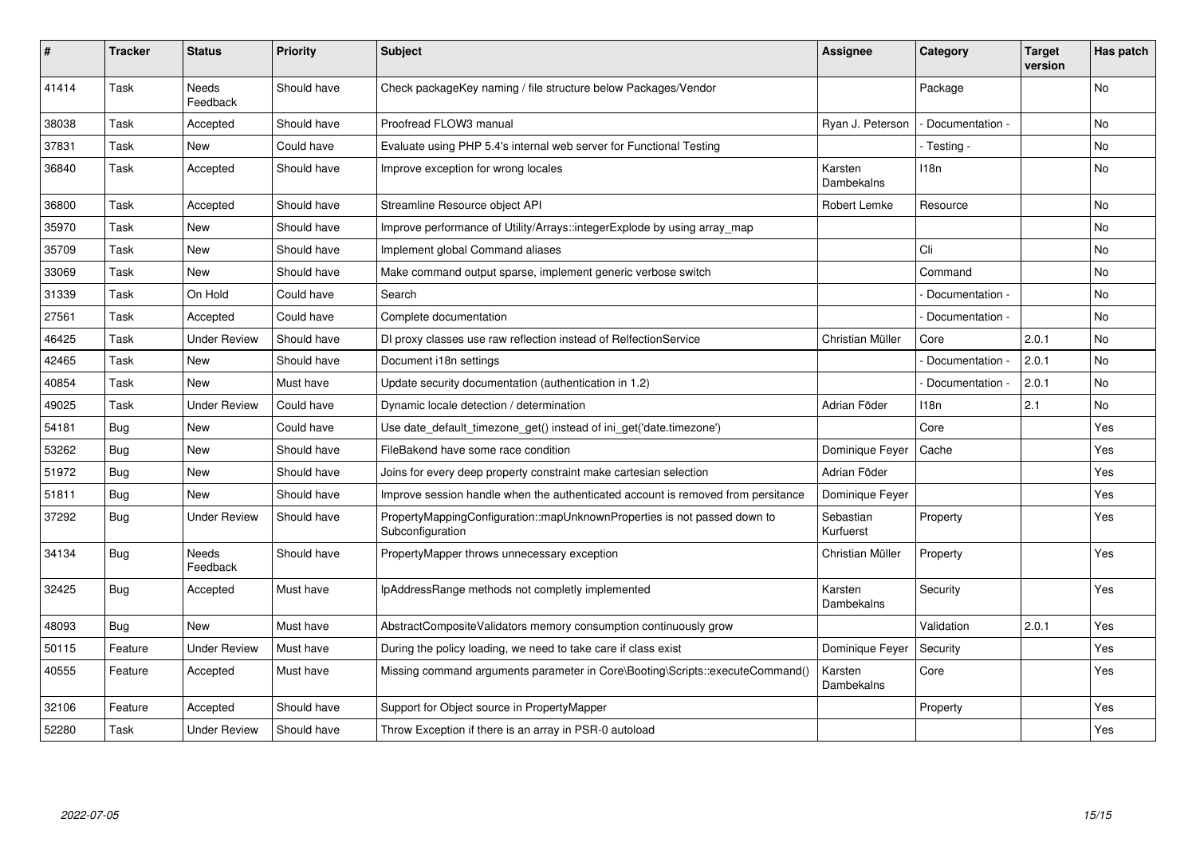| # | Tracker | Status | Priority | Subject | Assignee | Category | Target version | Has patch |
|---|---|---|---|---|---|---|---|---|
| 41414 | Task | Needs Feedback | Should have | Check packageKey naming / file structure below Packages/Vendor | | Package | | No |
| 38038 | Task | Accepted | Should have | Proofread FLOW3 manual | Ryan J. Peterson | - Documentation - | | No |
| 37831 | Task | New | Could have | Evaluate using PHP 5.4's internal web server for Functional Testing | | - Testing - | | No |
| 36840 | Task | Accepted | Should have | Improve exception for wrong locales | Karsten Dambekalns | I18n | | No |
| 36800 | Task | Accepted | Should have | Streamline Resource object API | Robert Lemke | Resource | | No |
| 35970 | Task | New | Should have | Improve performance of Utility/Arrays::integerExplode by using array_map | | | | No |
| 35709 | Task | New | Should have | Implement global Command aliases | | Cli | | No |
| 33069 | Task | New | Should have | Make command output sparse, implement generic verbose switch | | Command | | No |
| 31339 | Task | On Hold | Could have | Search | | - Documentation - | | No |
| 27561 | Task | Accepted | Could have | Complete documentation | | - Documentation - | | No |
| 46425 | Task | Under Review | Should have | DI proxy classes use raw reflection instead of RelfectionService | Christian Müller | Core | 2.0.1 | No |
| 42465 | Task | New | Should have | Document i18n settings | | - Documentation - | 2.0.1 | No |
| 40854 | Task | New | Must have | Update security documentation (authentication in 1.2) | | - Documentation - | 2.0.1 | No |
| 49025 | Task | Under Review | Could have | Dynamic locale detection / determination | Adrian Föder | I18n | 2.1 | No |
| 54181 | Bug | New | Could have | Use date_default_timezone_get() instead of ini_get('date.timezone') | | Core | | Yes |
| 53262 | Bug | New | Should have | FileBakend have some race condition | Dominique Feyer | Cache | | Yes |
| 51972 | Bug | New | Should have | Joins for every deep property constraint make cartesian selection | Adrian Föder | | | Yes |
| 51811 | Bug | New | Should have | Improve session handle when the authenticated account is removed from persitance | Dominique Feyer | | | Yes |
| 37292 | Bug | Under Review | Should have | PropertyMappingConfiguration::mapUnknownProperties is not passed down to Subconfiguration | Sebastian Kurfuerst | Property | | Yes |
| 34134 | Bug | Needs Feedback | Should have | PropertyMapper throws unnecessary exception | Christian Müller | Property | | Yes |
| 32425 | Bug | Accepted | Must have | IpAddressRange methods not completly implemented | Karsten Dambekalns | Security | | Yes |
| 48093 | Bug | New | Must have | AbstractCompositeValidators memory consumption continuously grow | | Validation | 2.0.1 | Yes |
| 50115 | Feature | Under Review | Must have | During the policy loading, we need to take care if class exist | Dominique Feyer | Security | | Yes |
| 40555 | Feature | Accepted | Must have | Missing command arguments parameter in Core\Booting\Scripts::executeCommand() | Karsten Dambekalns | Core | | Yes |
| 32106 | Feature | Accepted | Should have | Support for Object source in PropertyMapper | | Property | | Yes |
| 52280 | Task | Under Review | Should have | Throw Exception if there is an array in PSR-0 autoload | | | | Yes |